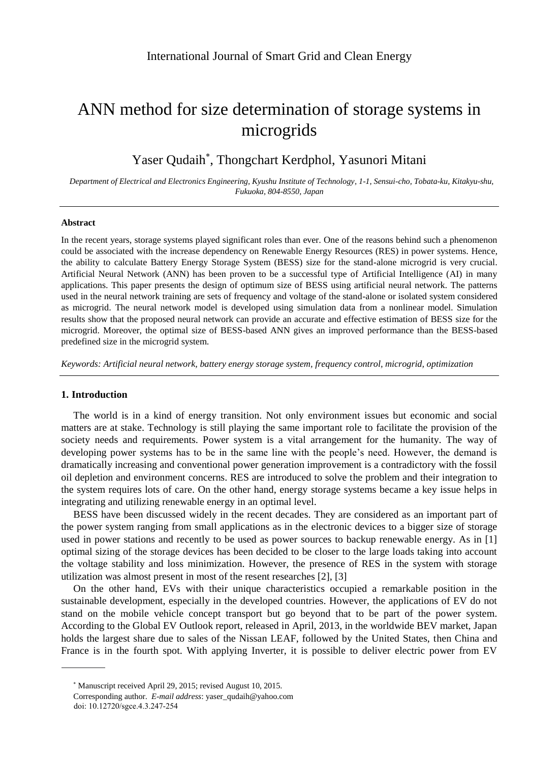# ANN method for size determination of storage systems in microgrids

Yaser Qudaih*, Thongchart Kerdphol, Yasunori Mitani

*Department of Electrical and Electronics Engineering, Kyushu Institute of Technology, 1-1, Sensui-cho, Tobata-ku, Kitakyu-shu, Fukuoka, 804-8550, Japan*

---

### Abstract

In the recent years, storage systems played significant roles than ever. One of the reasons behind such a phenomenon could be associated with the increase dependency on Renewable Energy Resources (RES) in power systems. Hence, the ability to calculate Battery Energy Storage System (BESS) size for the stand-alone microgrid is very crucial. Artificial Neural Network (ANN) has been proven to be a successful type of Artificial Intelligence (AI) in many applications. This paper presents the design of optimum size of BESS using artificial neural network. The patterns used in the neural network training are sets of frequency and voltage of the stand-alone or isolated system considered as microgrid. The neural network model is developed using simulation data from a nonlinear model. Simulation results show that the proposed neural network can provide an accurate and effective estimation of BESS size for the microgrid. Moreover, the optimal size of BESS-based ANN gives an improved performance than the BESS-based predefined size in the microgrid system.

*Keywords: Artificial neural network, battery energy storage system, frequency control, microgrid, optimization*

---

## 1. Introduction

The world is in a kind of energy transition. Not only environment issues but economic and social matters are at stake. Technology is still playing the same important role to facilitate the provision of the society needs and requirements. Power system is a vital arrangement for the humanity. The way of developing power systems has to be in the same line with the people's need. However, the demand is dramatically increasing and conventional power generation improvement is a contradictory with the fossil oil depletion and environment concerns. RES are introduced to solve the problem and their integration to the system requires lots of care. On the other hand, energy storage systems became a key issue helps in integrating and utilizing renewable energy in an optimal level.

BESS have been discussed widely in the recent decades. They are considered as an important part of the power system ranging from small applications as in the electronic devices to a bigger size of storage used in power stations and recently to be used as power sources to backup renewable energy. As in [1] optimal sizing of the storage devices has been decided to be closer to the large loads taking into account the voltage stability and loss minimization. However, the presence of RES in the system with storage utilization was almost present in most of the resent researches [2], [3]

On the other hand, EVs with their unique characteristics occupied a remarkable position in the sustainable development, especially in the developed countries. However, the applications of EV do not stand on the mobile vehicle concept transport but go beyond that to be part of the power system. According to the Global EV Outlook report, released in April, 2013, in the worldwide BEV market, Japan holds the largest share due to sales of the Nissan LEAF, followed by the United States, then China and France is in the fourth spot. With applying Inverter, it is possible to deliver electric power from EV

---

* Manuscript received April 29, 2015; revised August 10, 2015.

Corresponding author. *E-mail address*: yaser_qudaih@yahoo.com

doi: 10.12720/sgce.4.3.247-254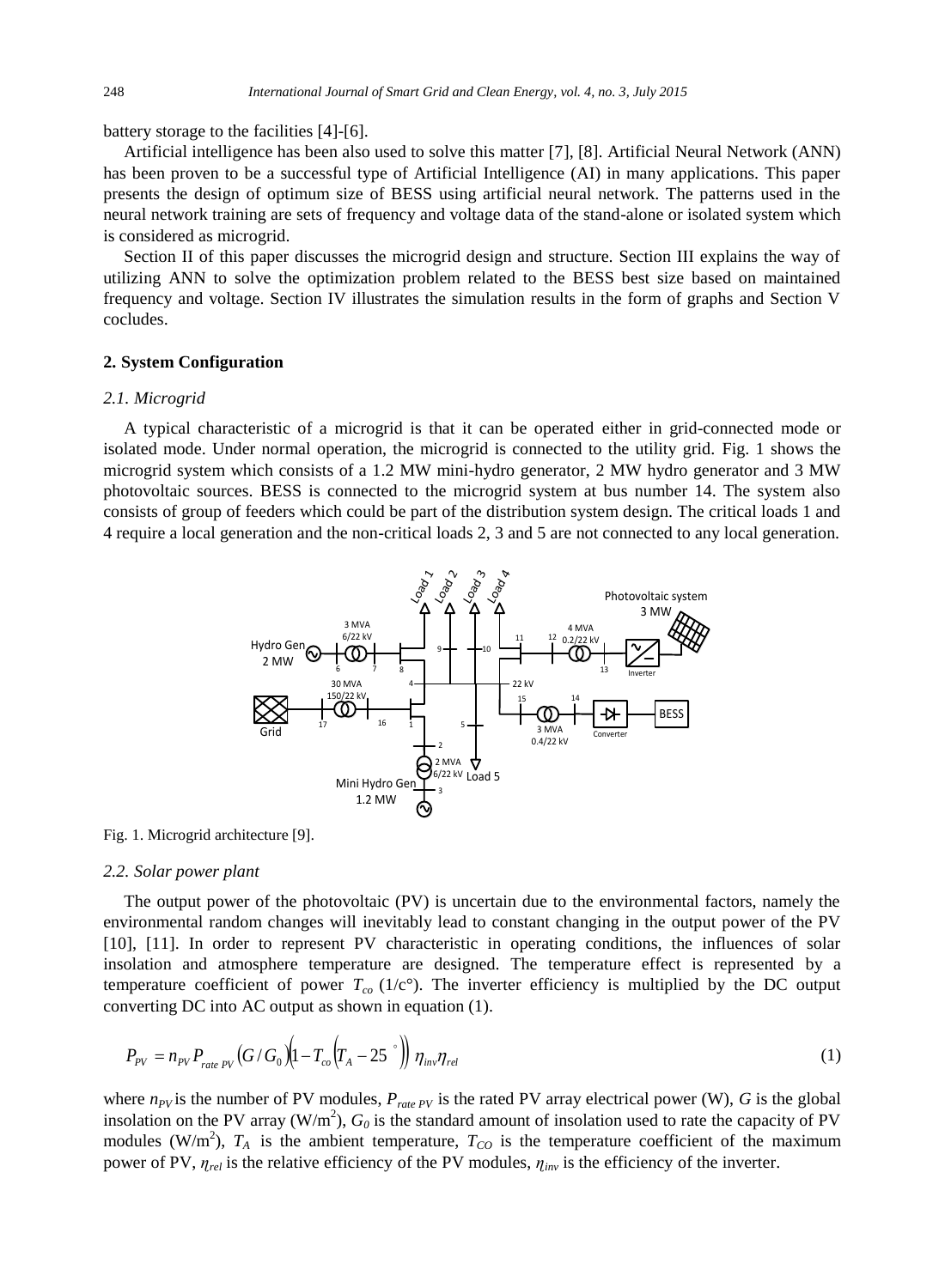battery storage to the facilities [4]-[6].

Artificial intelligence has been also used to solve this matter [7], [8]. Artificial Neural Network (ANN) has been proven to be a successful type of Artificial Intelligence (AI) in many applications. This paper presents the design of optimum size of BESS using artificial neural network. The patterns used in the neural network training are sets of frequency and voltage data of the stand-alone or isolated system which is considered as microgrid.

Section II of this paper discusses the microgrid design and structure. Section III explains the way of utilizing ANN to solve the optimization problem related to the BESS best size based on maintained frequency and voltage. Section IV illustrates the simulation results in the form of graphs and Section V cocludes.

## 2. System Configuration

### *2.1. Microgrid*

A typical characteristic of a microgrid is that it can be operated either in grid-connected mode or isolated mode. Under normal operation, the microgrid is connected to the utility grid. Fig. 1 shows the microgrid system which consists of a 1.2 MW mini-hydro generator, 2 MW hydro generator and 3 MW photovoltaic sources. BESS is connected to the microgrid system at bus number 14. The system also consists of group of feeders which could be part of the distribution system design. The critical loads 1 and 4 require a local generation and the non-critical loads 2, 3 and 5 are not connected to any local generation.

Fig. 1. Microgrid architecture [9].

### *2.2. Solar power plant*

The output power of the photovoltaic (PV) is uncertain due to the environmental factors, namely the environmental random changes will inevitably lead to constant changing in the output power of the PV [10], [11]. In order to represent PV characteristic in operating conditions, the influences of solar insolation and atmosphere temperature are designed. The temperature effect is represented by a temperature coefficient of power $T_{co}$ (1/c°). The inverter efficiency is multiplied by the DC output converting DC into AC output as shown in equation (1).

$$P_{PV} = n_{PV} P_{rate\ PV} \left(G/G_0\right)\left(1 - T_{co}\left(T_A - 25^{\circ}\right)\right) \eta_{inv}\eta_{rel} \tag{1}$$

where $n_{PV}$ is the number of PV modules, $P_{rate\ PV}$ is the rated PV array electrical power (W), $G$ is the global insolation on the PV array (W/m$^2$), $G_0$ is the standard amount of insolation used to rate the capacity of PV modules (W/m$^2$), $T_A$ is the ambient temperature, $T_{CO}$ is the temperature coefficient of the maximum power of PV, $\eta_{rel}$ is the relative efficiency of the PV modules, $\eta_{inv}$ is the efficiency of the inverter.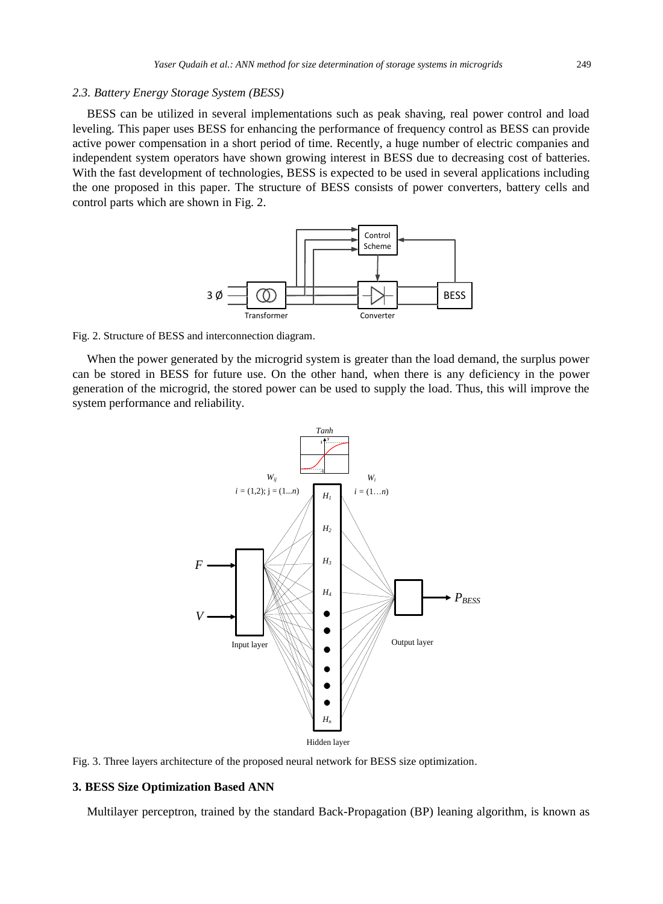### 2.3. Battery Energy Storage System (BESS)

BESS can be utilized in several implementations such as peak shaving, real power control and load leveling. This paper uses BESS for enhancing the performance of frequency control as BESS can provide active power compensation in a short period of time. Recently, a huge number of electric companies and independent system operators have shown growing interest in BESS due to decreasing cost of batteries. With the fast development of technologies, BESS is expected to be used in several applications including the one proposed in this paper. The structure of BESS consists of power converters, battery cells and control parts which are shown in Fig. 2.

Fig. 2. Structure of BESS and interconnection diagram.

When the power generated by the microgrid system is greater than the load demand, the surplus power can be stored in BESS for future use. On the other hand, when there is any deficiency in the power generation of the microgrid, the stored power can be used to supply the load. Thus, this will improve the system performance and reliability.

Fig. 3. Three layers architecture of the proposed neural network for BESS size optimization.

## 3. BESS Size Optimization Based ANN

Multilayer perceptron, trained by the standard Back-Propagation (BP) leaning algorithm, is known as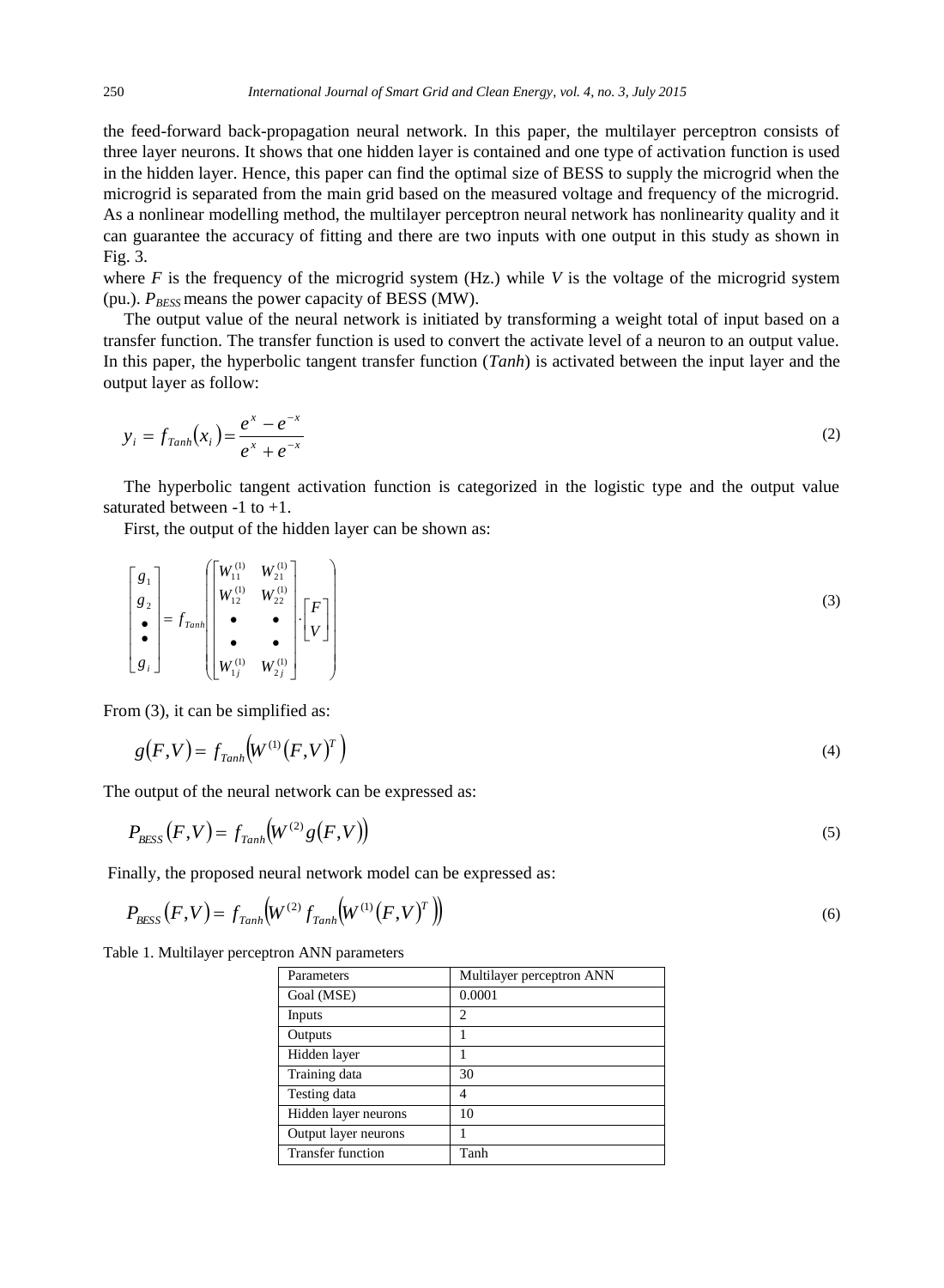the feed-forward back-propagation neural network. In this paper, the multilayer perceptron consists of three layer neurons. It shows that one hidden layer is contained and one type of activation function is used in the hidden layer. Hence, this paper can find the optimal size of BESS to supply the microgrid when the microgrid is separated from the main grid based on the measured voltage and frequency of the microgrid. As a nonlinear modelling method, the multilayer perceptron neural network has nonlinearity quality and it can guarantee the accuracy of fitting and there are two inputs with one output in this study as shown in Fig. 3.

where $F$ is the frequency of the microgrid system (Hz.) while $V$ is the voltage of the microgrid system (pu.). $P_{BESS}$ means the power capacity of BESS (MW).

The output value of the neural network is initiated by transforming a weight total of input based on a transfer function. The transfer function is used to convert the activate level of a neuron to an output value. In this paper, the hyperbolic tangent transfer function (*Tanh*) is activated between the input layer and the output layer as follow:

$$y_i = f_{Tanh}(x_i) = \frac{e^x - e^{-x}}{e^x + e^{-x}} \tag{2}$$

The hyperbolic tangent activation function is categorized in the logistic type and the output value saturated between -1 to +1.

First, the output of the hidden layer can be shown as:

$$\begin{bmatrix} g_1 \\ g_2 \\ \bullet \\ \bullet \\ g_i \end{bmatrix} = f_{Tanh}\left( \begin{bmatrix} W_{11}^{(1)} & W_{21}^{(1)} \\ W_{12}^{(1)} & W_{22}^{(1)} \\ \bullet & \bullet \\ \bullet & \bullet \\ W_{1j}^{(1)} & W_{2j}^{(1)} \end{bmatrix} \cdot \begin{bmatrix} F \\ V \end{bmatrix} \right) \tag{3}$$

From (3), it can be simplified as:

$$g(F,V) = f_{Tanh}\left(W^{(1)}(F,V)^T\right) \tag{4}$$

The output of the neural network can be expressed as:

$$P_{BESS}(F,V) = f_{Tanh}\left(W^{(2)} g(F,V)\right) \tag{5}$$

Finally, the proposed neural network model can be expressed as:

$$P_{BESS}(F,V) = f_{Tanh}\left(W^{(2)} f_{Tanh}\left(W^{(1)}(F,V)^T\right)\right) \tag{6}$$

Table 1. Multilayer perceptron ANN parameters

| Parameters | Multilayer perceptron ANN |
|---|---|
| Goal (MSE) | 0.0001 |
| Inputs | 2 |
| Outputs | 1 |
| Hidden layer | 1 |
| Training data | 30 |
| Testing data | 4 |
| Hidden layer neurons | 10 |
| Output layer neurons | 1 |
| Transfer function | Tanh |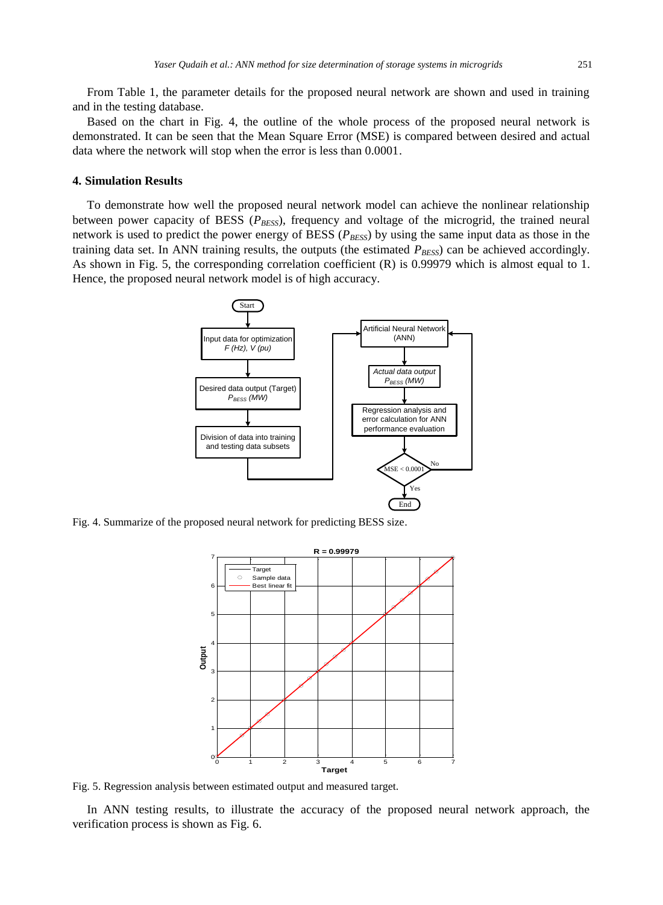From Table 1, the parameter details for the proposed neural network are shown and used in training and in the testing database.

Based on the chart in Fig. 4, the outline of the whole process of the proposed neural network is demonstrated. It can be seen that the Mean Square Error (MSE) is compared between desired and actual data where the network will stop when the error is less than 0.0001.

## 4. Simulation Results

To demonstrate how well the proposed neural network model can achieve the nonlinear relationship between power capacity of BESS ($P_{BESS}$), frequency and voltage of the microgrid, the trained neural network is used to predict the power energy of BESS ($P_{BESS}$) by using the same input data as those in the training data set. In ANN training results, the outputs (the estimated $P_{BESS}$) can be achieved accordingly. As shown in Fig. 5, the corresponding correlation coefficient (R) is 0.99979 which is almost equal to 1. Hence, the proposed neural network model is of high accuracy.

Fig. 4. Summarize of the proposed neural network for predicting BESS size.

Fig. 5. Regression analysis between estimated output and measured target.

In ANN testing results, to illustrate the accuracy of the proposed neural network approach, the verification process is shown as Fig. 6.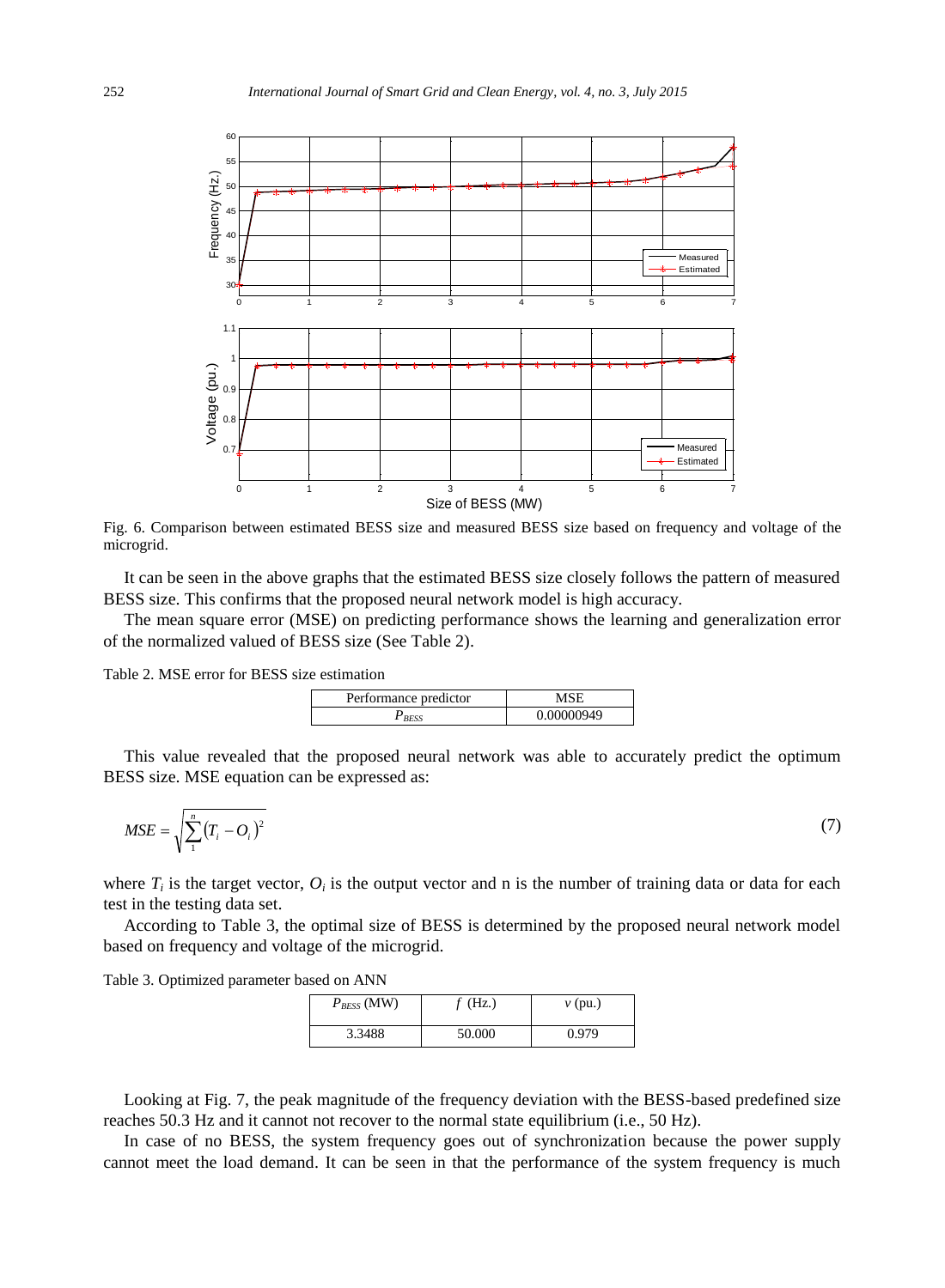Fig. 6. Comparison between estimated BESS size and measured BESS size based on frequency and voltage of the microgrid.

It can be seen in the above graphs that the estimated BESS size closely follows the pattern of measured BESS size. This confirms that the proposed neural network model is high accuracy.

The mean square error (MSE) on predicting performance shows the learning and generalization error of the normalized valued of BESS size (See Table 2).

Table 2. MSE error for BESS size estimation

| Performance predictor | MSE |
| --- | --- |
| $P_{BESS}$ | 0.00000949 |

This value revealed that the proposed neural network was able to accurately predict the optimum BESS size. MSE equation can be expressed as:

$$MSE = \sqrt{\sum_{1}^{n} (T_i - O_i)^2} \tag{7}$$

where $T_i$ is the target vector, $O_i$ is the output vector and n is the number of training data or data for each test in the testing data set.

According to Table 3, the optimal size of BESS is determined by the proposed neural network model based on frequency and voltage of the microgrid.

Table 3. Optimized parameter based on ANN

| $P_{BESS}$ (MW) | $f$ (Hz.) | $v$ (pu.) |
| --- | --- | --- |
| 3.3488 | 50.000 | 0.979 |

Looking at Fig. 7, the peak magnitude of the frequency deviation with the BESS-based predefined size reaches 50.3 Hz and it cannot not recover to the normal state equilibrium (i.e., 50 Hz).

In case of no BESS, the system frequency goes out of synchronization because the power supply cannot meet the load demand. It can be seen in that the performance of the system frequency is much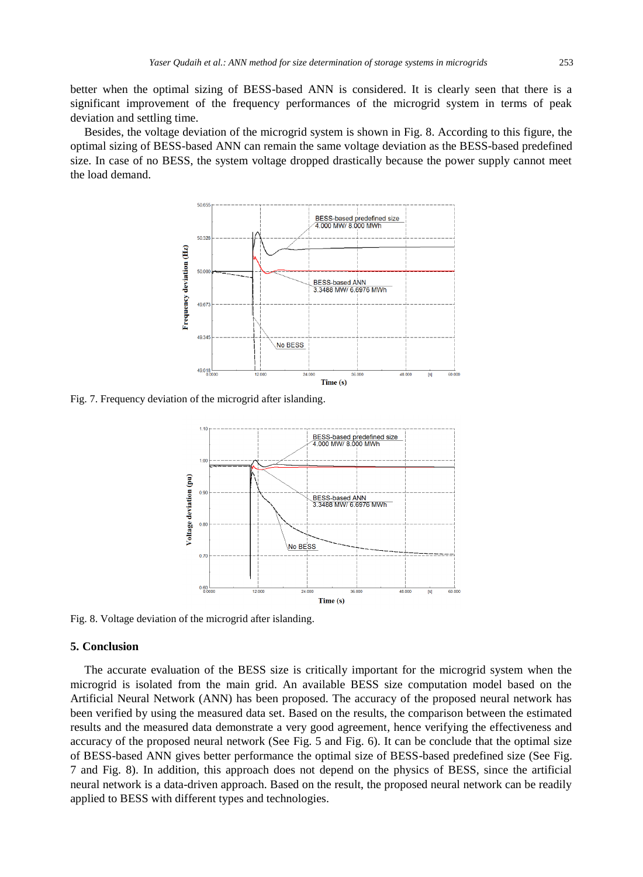better when the optimal sizing of BESS-based ANN is considered. It is clearly seen that there is a significant improvement of the frequency performances of the microgrid system in terms of peak deviation and settling time.

Besides, the voltage deviation of the microgrid system is shown in Fig. 8. According to this figure, the optimal sizing of BESS-based ANN can remain the same voltage deviation as the BESS-based predefined size. In case of no BESS, the system voltage dropped drastically because the power supply cannot meet the load demand.

Fig. 7. Frequency deviation of the microgrid after islanding.

Fig. 8. Voltage deviation of the microgrid after islanding.

## 5. Conclusion

The accurate evaluation of the BESS size is critically important for the microgrid system when the microgrid is isolated from the main grid. An available BESS size computation model based on the Artificial Neural Network (ANN) has been proposed. The accuracy of the proposed neural network has been verified by using the measured data set. Based on the results, the comparison between the estimated results and the measured data demonstrate a very good agreement, hence verifying the effectiveness and accuracy of the proposed neural network (See Fig. 5 and Fig. 6). It can be conclude that the optimal size of BESS-based ANN gives better performance the optimal size of BESS-based predefined size (See Fig. 7 and Fig. 8). In addition, this approach does not depend on the physics of BESS, since the artificial neural network is a data-driven approach. Based on the result, the proposed neural network can be readily applied to BESS with different types and technologies.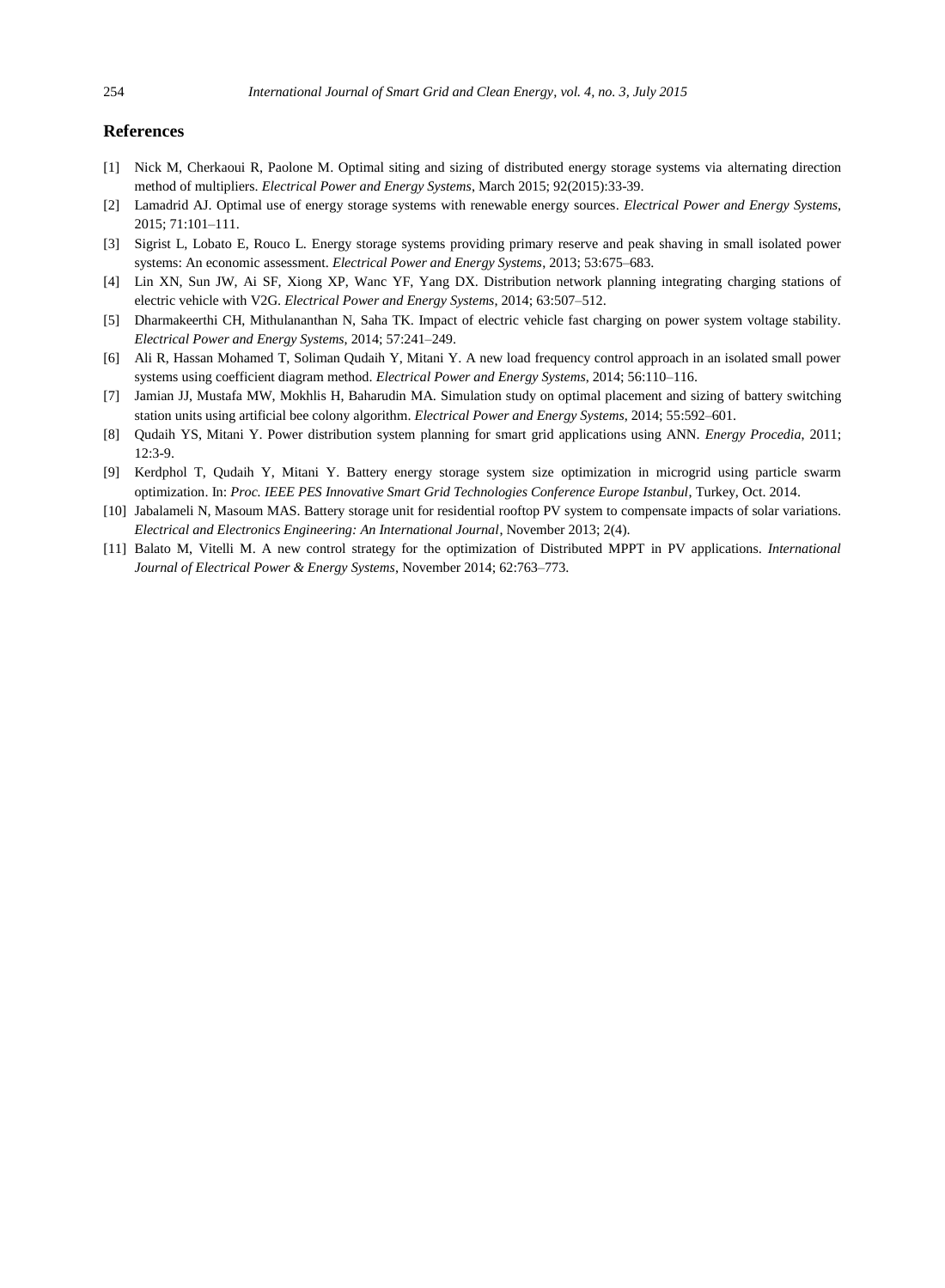## References

[1] Nick M, Cherkaoui R, Paolone M. Optimal siting and sizing of distributed energy storage systems via alternating direction method of multipliers. *Electrical Power and Energy Systems*, March 2015; 92(2015):33-39.

[2] Lamadrid AJ. Optimal use of energy storage systems with renewable energy sources. *Electrical Power and Energy Systems*, 2015; 71:101–111.

[3] Sigrist L, Lobato E, Rouco L. Energy storage systems providing primary reserve and peak shaving in small isolated power systems: An economic assessment. *Electrical Power and Energy Systems*, 2013; 53:675–683.

[4] Lin XN, Sun JW, Ai SF, Xiong XP, Wanc YF, Yang DX. Distribution network planning integrating charging stations of electric vehicle with V2G. *Electrical Power and Energy Systems*, 2014; 63:507–512.

[5] Dharmakeerthi CH, Mithulananthan N, Saha TK. Impact of electric vehicle fast charging on power system voltage stability. *Electrical Power and Energy Systems*, 2014; 57:241–249.

[6] Ali R, Hassan Mohamed T, Soliman Qudaih Y, Mitani Y. A new load frequency control approach in an isolated small power systems using coefficient diagram method. *Electrical Power and Energy Systems*, 2014; 56:110–116.

[7] Jamian JJ, Mustafa MW, Mokhlis H, Baharudin MA. Simulation study on optimal placement and sizing of battery switching station units using artificial bee colony algorithm. *Electrical Power and Energy Systems*, 2014; 55:592–601.

[8] Qudaih YS, Mitani Y. Power distribution system planning for smart grid applications using ANN. *Energy Procedia*, 2011; 12:3-9.

[9] Kerdphol T, Qudaih Y, Mitani Y. Battery energy storage system size optimization in microgrid using particle swarm optimization. In: *Proc. IEEE PES Innovative Smart Grid Technologies Conference Europe Istanbul*, Turkey, Oct. 2014.

[10] Jabalameli N, Masoum MAS. Battery storage unit for residential rooftop PV system to compensate impacts of solar variations. *Electrical and Electronics Engineering: An International Journal*, November 2013; 2(4).

[11] Balato M, Vitelli M. A new control strategy for the optimization of Distributed MPPT in PV applications. *International Journal of Electrical Power & Energy Systems*, November 2014; 62:763–773.